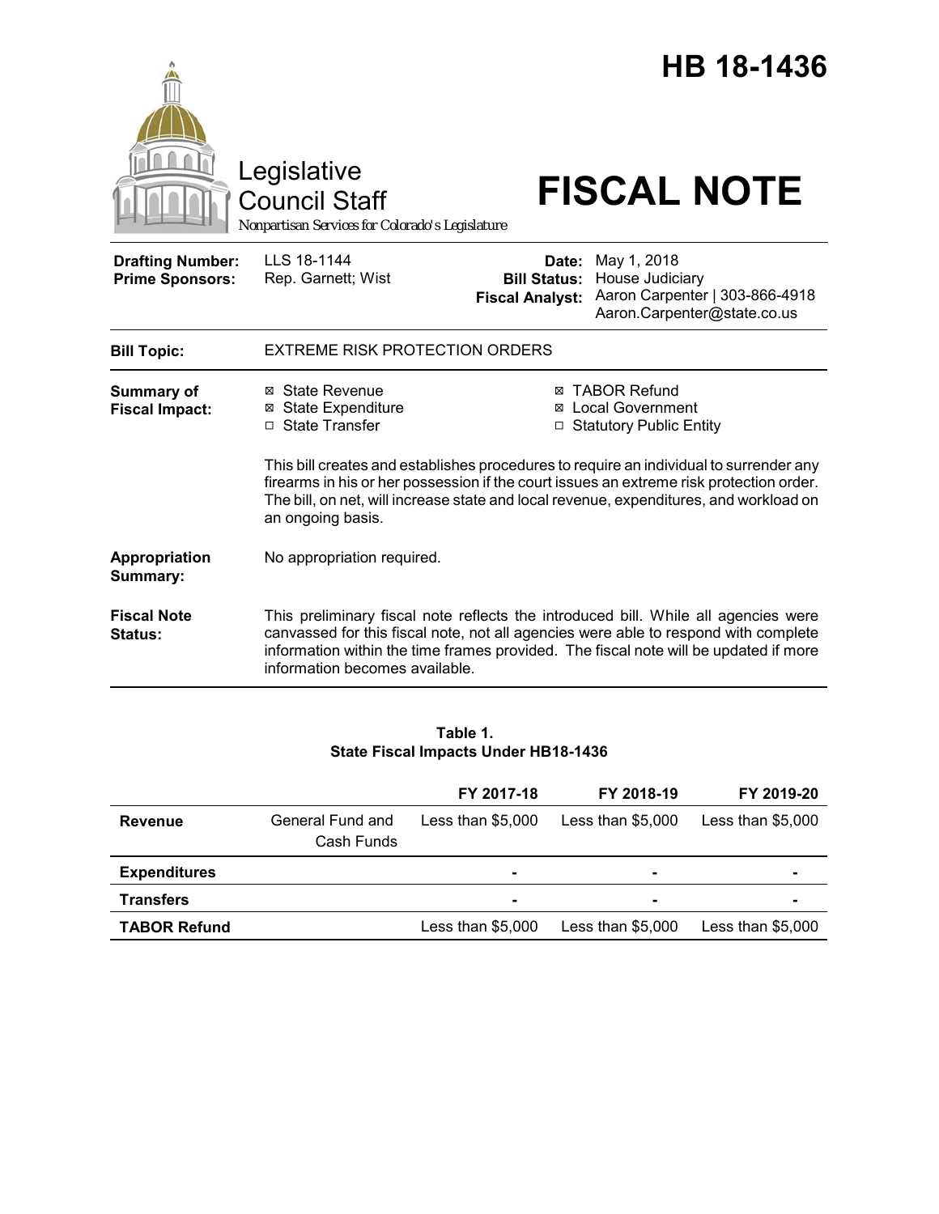# HB 18-1436

Legislative Council Staff

*Nonpartisan Services for Colorado's Legislature*

# FISCAL NOTE

| | | | |
|---|---|---|---|
| **Drafting Number:** | LLS 18-1144 | **Date:** | May 1, 2018 |
| **Prime Sponsors:** | Rep. Garnett; Wist | **Bill Status:** | House Judiciary |
| | | **Fiscal Analyst:** | Aaron Carpenter \| 303-866-4918 Aaron.Carpenter@state.co.us |

**Bill Topic:** EXTREME RISK PROTECTION ORDERS

**Summary of Fiscal Impact:**

- ☒ State Revenue
- ☒ State Expenditure
- ☐ State Transfer
- ☒ TABOR Refund
- ☒ Local Government
- ☐ Statutory Public Entity

This bill creates and establishes procedures to require an individual to surrender any firearms in his or her possession if the court issues an extreme risk protection order. The bill, on net, will increase state and local revenue, expenditures, and workload on an ongoing basis.

**Appropriation Summary:** No appropriation required.

**Fiscal Note Status:** This preliminary fiscal note reflects the introduced bill. While all agencies were canvassed for this fiscal note, not all agencies were able to respond with complete information within the time frames provided. The fiscal note will be updated if more information becomes available.

**Table 1.**
**State Fiscal Impacts Under HB18-1436**

| | | FY 2017-18 | FY 2018-19 | FY 2019-20 |
|---|---|---|---|---|
| **Revenue** | General Fund and Cash Funds | Less than $5,000 | Less than $5,000 | Less than $5,000 |
| **Expenditures** | | - | - | - |
| **Transfers** | | - | - | - |
| **TABOR Refund** | | Less than $5,000 | Less than $5,000 | Less than $5,000 |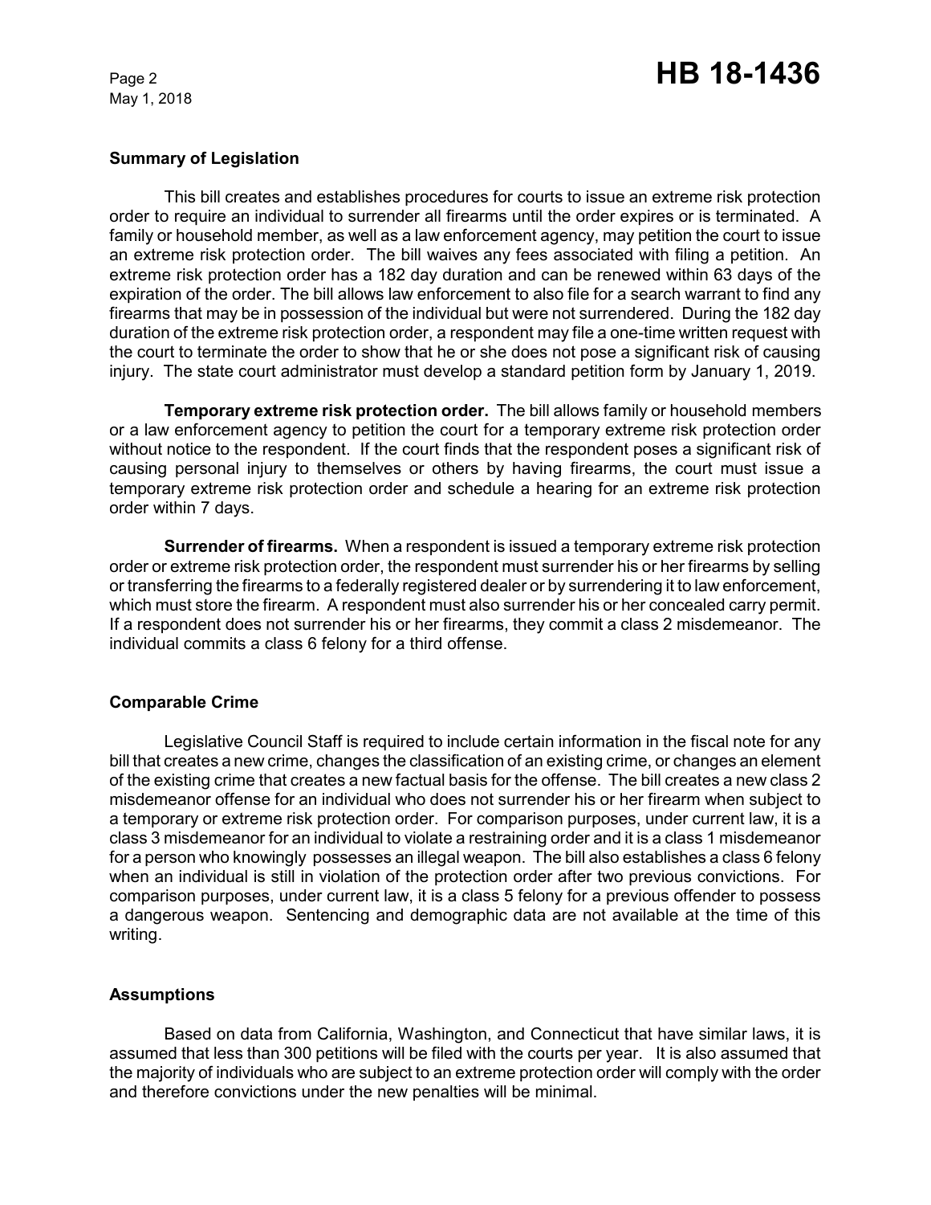## Summary of Legislation

This bill creates and establishes procedures for courts to issue an extreme risk protection order to require an individual to surrender all firearms until the order expires or is terminated. A family or household member, as well as a law enforcement agency, may petition the court to issue an extreme risk protection order. The bill waives any fees associated with filing a petition. An extreme risk protection order has a 182 day duration and can be renewed within 63 days of the expiration of the order. The bill allows law enforcement to also file for a search warrant to find any firearms that may be in possession of the individual but were not surrendered. During the 182 day duration of the extreme risk protection order, a respondent may file a one-time written request with the court to terminate the order to show that he or she does not pose a significant risk of causing injury. The state court administrator must develop a standard petition form by January 1, 2019.

**Temporary extreme risk protection order.** The bill allows family or household members or a law enforcement agency to petition the court for a temporary extreme risk protection order without notice to the respondent. If the court finds that the respondent poses a significant risk of causing personal injury to themselves or others by having firearms, the court must issue a temporary extreme risk protection order and schedule a hearing for an extreme risk protection order within 7 days.

**Surrender of firearms.** When a respondent is issued a temporary extreme risk protection order or extreme risk protection order, the respondent must surrender his or her firearms by selling or transferring the firearms to a federally registered dealer or by surrendering it to law enforcement, which must store the firearm. A respondent must also surrender his or her concealed carry permit. If a respondent does not surrender his or her firearms, they commit a class 2 misdemeanor. The individual commits a class 6 felony for a third offense.

## Comparable Crime

Legislative Council Staff is required to include certain information in the fiscal note for any bill that creates a new crime, changes the classification of an existing crime, or changes an element of the existing crime that creates a new factual basis for the offense. The bill creates a new class 2 misdemeanor offense for an individual who does not surrender his or her firearm when subject to a temporary or extreme risk protection order. For comparison purposes, under current law, it is a class 3 misdemeanor for an individual to violate a restraining order and it is a class 1 misdemeanor for a person who knowingly possesses an illegal weapon. The bill also establishes a class 6 felony when an individual is still in violation of the protection order after two previous convictions. For comparison purposes, under current law, it is a class 5 felony for a previous offender to possess a dangerous weapon. Sentencing and demographic data are not available at the time of this writing.

## Assumptions

Based on data from California, Washington, and Connecticut that have similar laws, it is assumed that less than 300 petitions will be filed with the courts per year. It is also assumed that the majority of individuals who are subject to an extreme protection order will comply with the order and therefore convictions under the new penalties will be minimal.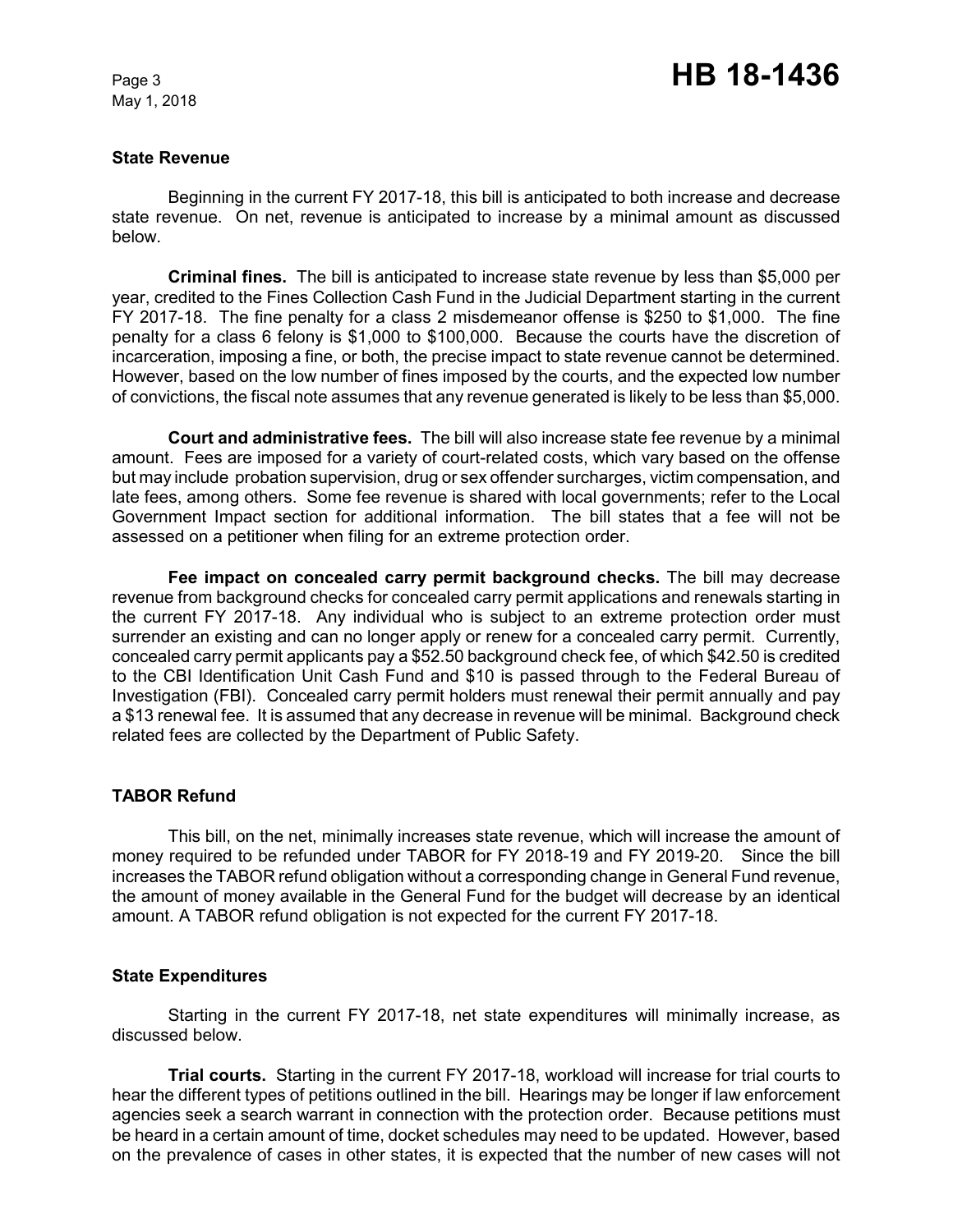## State Revenue

Beginning in the current FY 2017-18, this bill is anticipated to both increase and decrease state revenue. On net, revenue is anticipated to increase by a minimal amount as discussed below.

**Criminal fines.** The bill is anticipated to increase state revenue by less than $5,000 per year, credited to the Fines Collection Cash Fund in the Judicial Department starting in the current FY 2017-18. The fine penalty for a class 2 misdemeanor offense is $250 to $1,000. The fine penalty for a class 6 felony is $1,000 to $100,000. Because the courts have the discretion of incarceration, imposing a fine, or both, the precise impact to state revenue cannot be determined. However, based on the low number of fines imposed by the courts, and the expected low number of convictions, the fiscal note assumes that any revenue generated is likely to be less than $5,000.

**Court and administrative fees.** The bill will also increase state fee revenue by a minimal amount. Fees are imposed for a variety of court-related costs, which vary based on the offense but may include probation supervision, drug or sex offender surcharges, victim compensation, and late fees, among others. Some fee revenue is shared with local governments; refer to the Local Government Impact section for additional information. The bill states that a fee will not be assessed on a petitioner when filing for an extreme protection order.

**Fee impact on concealed carry permit background checks.** The bill may decrease revenue from background checks for concealed carry permit applications and renewals starting in the current FY 2017-18. Any individual who is subject to an extreme protection order must surrender an existing and can no longer apply or renew for a concealed carry permit. Currently, concealed carry permit applicants pay a $52.50 background check fee, of which $42.50 is credited to the CBI Identification Unit Cash Fund and $10 is passed through to the Federal Bureau of Investigation (FBI). Concealed carry permit holders must renew their permit annually and pay a $13 renewal fee. It is assumed that any decrease in revenue will be minimal. Background check related fees are collected by the Department of Public Safety.

## TABOR Refund

This bill, on the net, minimally increases state revenue, which will increase the amount of money required to be refunded under TABOR for FY 2018-19 and FY 2019-20. Since the bill increases the TABOR refund obligation without a corresponding change in General Fund revenue, the amount of money available in the General Fund for the budget will decrease by an identical amount. A TABOR refund obligation is not expected for the current FY 2017-18.

## State Expenditures

Starting in the current FY 2017-18, net state expenditures will minimally increase, as discussed below.

**Trial courts.** Starting in the current FY 2017-18, workload will increase for trial courts to hear the different types of petitions outlined in the bill. Hearings may be longer if law enforcement agencies seek a search warrant in connection with the protection order. Because petitions must be heard in a certain amount of time, docket schedules may need to be updated. However, based on the prevalence of cases in other states, it is expected that the number of new cases will not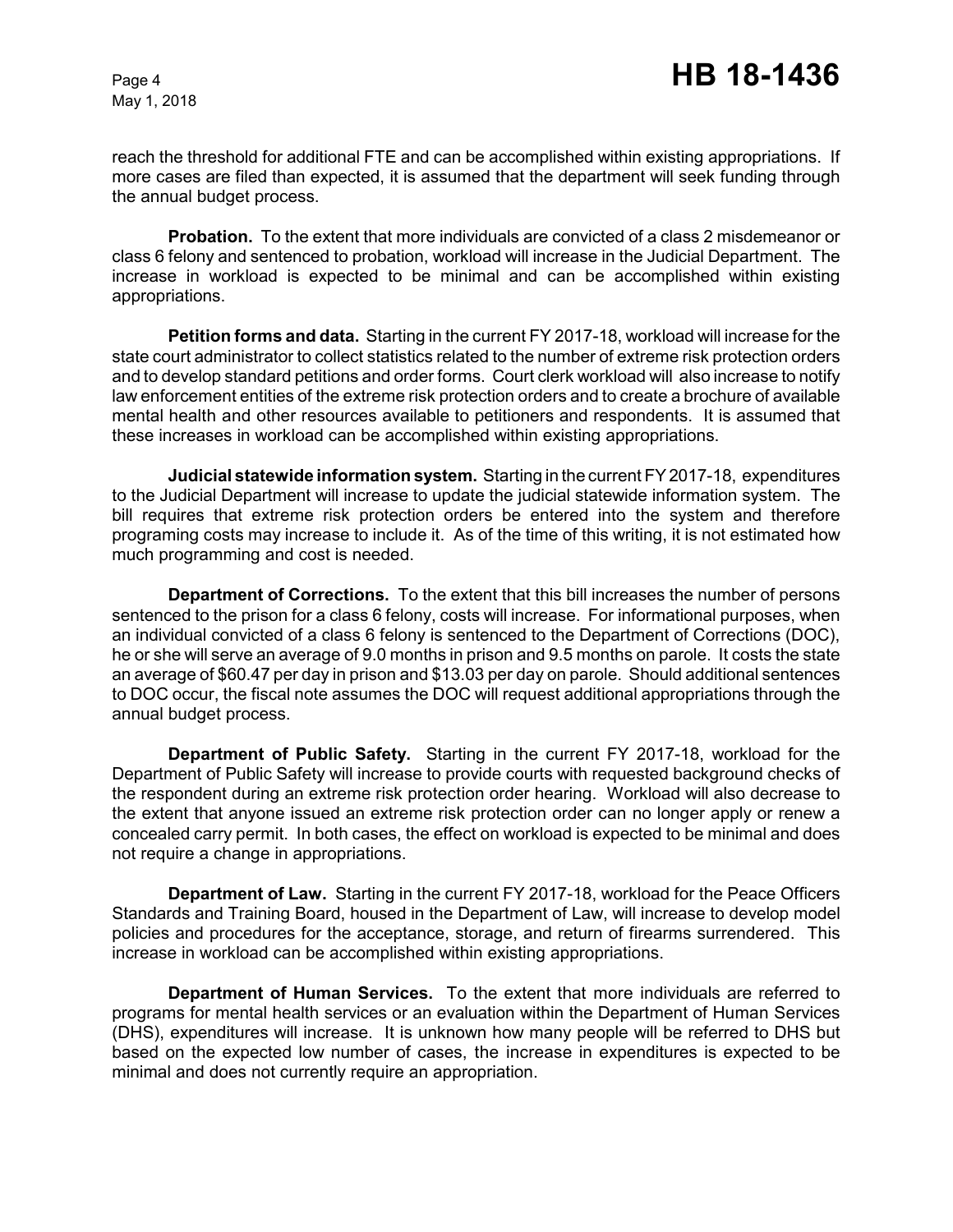reach the threshold for additional FTE and can be accomplished within existing appropriations. If more cases are filed than expected, it is assumed that the department will seek funding through the annual budget process.

**Probation.** To the extent that more individuals are convicted of a class 2 misdemeanor or class 6 felony and sentenced to probation, workload will increase in the Judicial Department. The increase in workload is expected to be minimal and can be accomplished within existing appropriations.

**Petition forms and data.** Starting in the current FY 2017-18, workload will increase for the state court administrator to collect statistics related to the number of extreme risk protection orders and to develop standard petitions and order forms. Court clerk workload will also increase to notify law enforcement entities of the extreme risk protection orders and to create a brochure of available mental health and other resources available to petitioners and respondents. It is assumed that these increases in workload can be accomplished within existing appropriations.

**Judicial statewide information system.** Starting in the current FY 2017-18, expenditures to the Judicial Department will increase to update the judicial statewide information system. The bill requires that extreme risk protection orders be entered into the system and therefore programing costs may increase to include it. As of the time of this writing, it is not estimated how much programming and cost is needed.

**Department of Corrections.** To the extent that this bill increases the number of persons sentenced to the prison for a class 6 felony, costs will increase. For informational purposes, when an individual convicted of a class 6 felony is sentenced to the Department of Corrections (DOC), he or she will serve an average of 9.0 months in prison and 9.5 months on parole. It costs the state an average of $60.47 per day in prison and $13.03 per day on parole. Should additional sentences to DOC occur, the fiscal note assumes the DOC will request additional appropriations through the annual budget process.

**Department of Public Safety.** Starting in the current FY 2017-18, workload for the Department of Public Safety will increase to provide courts with requested background checks of the respondent during an extreme risk protection order hearing. Workload will also decrease to the extent that anyone issued an extreme risk protection order can no longer apply or renew a concealed carry permit. In both cases, the effect on workload is expected to be minimal and does not require a change in appropriations.

**Department of Law.** Starting in the current FY 2017-18, workload for the Peace Officers Standards and Training Board, housed in the Department of Law, will increase to develop model policies and procedures for the acceptance, storage, and return of firearms surrendered. This increase in workload can be accomplished within existing appropriations.

**Department of Human Services.** To the extent that more individuals are referred to programs for mental health services or an evaluation within the Department of Human Services (DHS), expenditures will increase. It is unknown how many people will be referred to DHS but based on the expected low number of cases, the increase in expenditures is expected to be minimal and does not currently require an appropriation.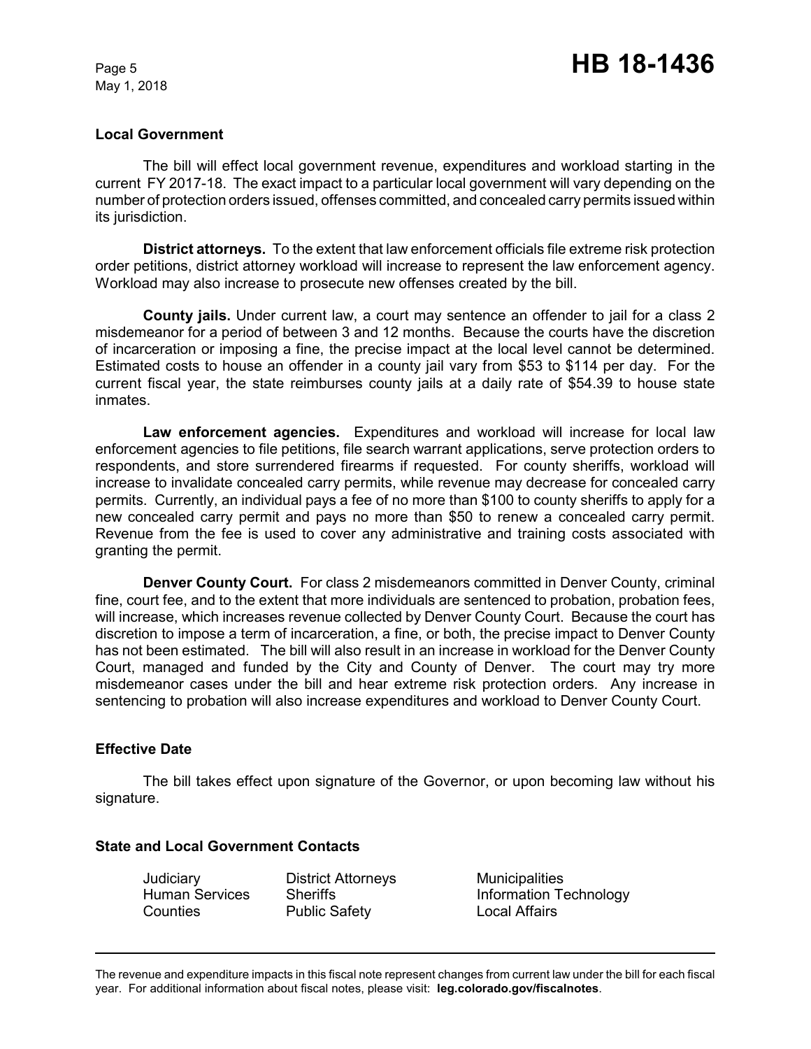## Local Government

The bill will effect local government revenue, expenditures and workload starting in the current FY 2017-18. The exact impact to a particular local government will vary depending on the number of protection orders issued, offenses committed, and concealed carry permits issued within its jurisdiction.

**District attorneys.** To the extent that law enforcement officials file extreme risk protection order petitions, district attorney workload will increase to represent the law enforcement agency. Workload may also increase to prosecute new offenses created by the bill.

**County jails.** Under current law, a court may sentence an offender to jail for a class 2 misdemeanor for a period of between 3 and 12 months. Because the courts have the discretion of incarceration or imposing a fine, the precise impact at the local level cannot be determined. Estimated costs to house an offender in a county jail vary from $53 to $114 per day. For the current fiscal year, the state reimburses county jails at a daily rate of $54.39 to house state inmates.

**Law enforcement agencies.** Expenditures and workload will increase for local law enforcement agencies to file petitions, file search warrant applications, serve protection orders to respondents, and store surrendered firearms if requested. For county sheriffs, workload will increase to invalidate concealed carry permits, while revenue may decrease for concealed carry permits. Currently, an individual pays a fee of no more than $100 to county sheriffs to apply for a new concealed carry permit and pays no more than $50 to renew a concealed carry permit. Revenue from the fee is used to cover any administrative and training costs associated with granting the permit.

**Denver County Court.** For class 2 misdemeanors committed in Denver County, criminal fine, court fee, and to the extent that more individuals are sentenced to probation, probation fees, will increase, which increases revenue collected by Denver County Court. Because the court has discretion to impose a term of incarceration, a fine, or both, the precise impact to Denver County has not been estimated. The bill will also result in an increase in workload for the Denver County Court, managed and funded by the City and County of Denver. The court may try more misdemeanor cases under the bill and hear extreme risk protection orders. Any increase in sentencing to probation will also increase expenditures and workload to Denver County Court.

## Effective Date

The bill takes effect upon signature of the Governor, or upon becoming law without his signature.

## State and Local Government Contacts

| | | |
|---|---|---|
| Judiciary | District Attorneys | Municipalities |
| Human Services | Sheriffs | Information Technology |
| Counties | Public Safety | Local Affairs |

The revenue and expenditure impacts in this fiscal note represent changes from current law under the bill for each fiscal year. For additional information about fiscal notes, please visit: **leg.colorado.gov/fiscalnotes**.